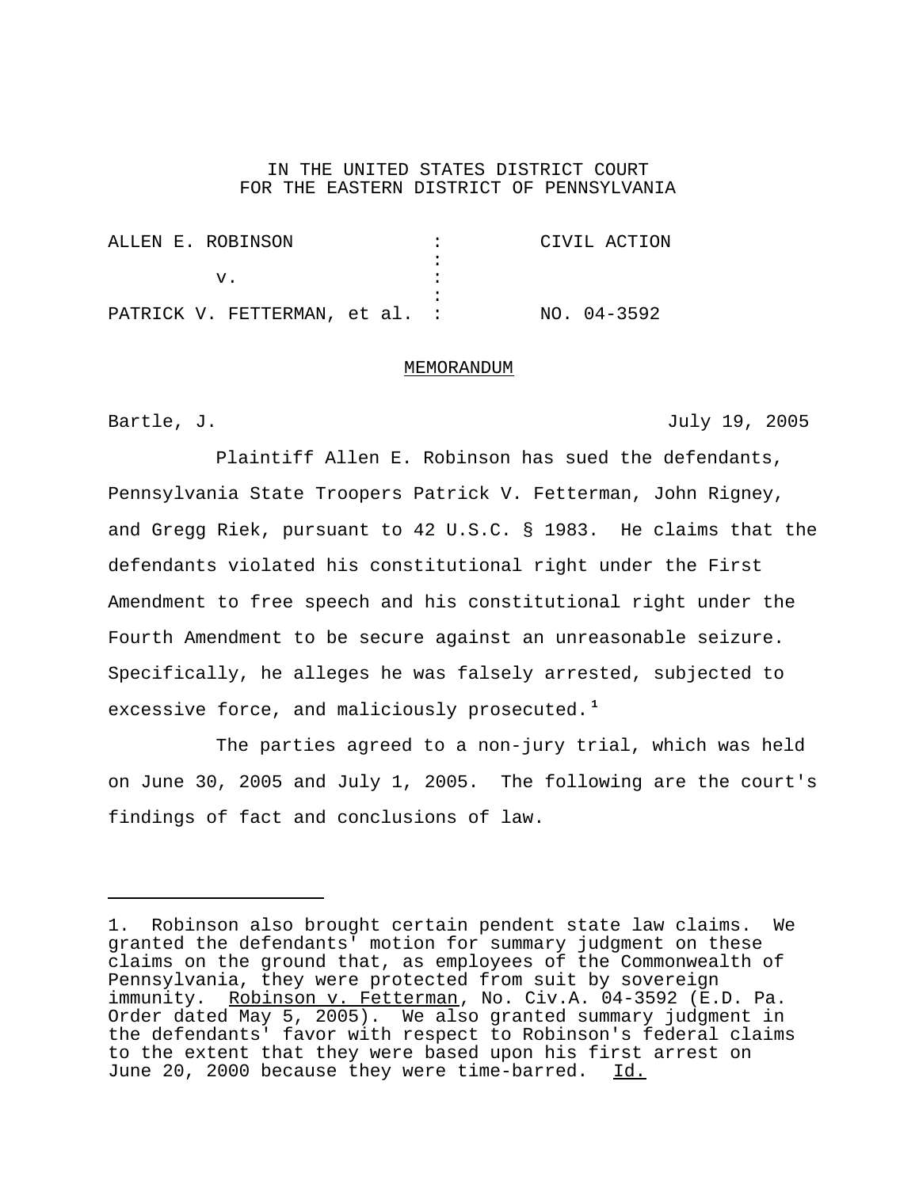IN THE UNITED STATES DISTRICT COURT
FOR THE EASTERN DISTRICT OF PENNSYLVANIA

| | | |
|---|---|---|
| ALLEN E. ROBINSON | : | CIVIL ACTION |
| | : | |
| v. | : | |
| | : | |
| PATRICK V. FETTERMAN, et al. | : | NO. 04-3592 |

MEMORANDUM

Bartle, J. July 19, 2005

Plaintiff Allen E. Robinson has sued the defendants, Pennsylvania State Troopers Patrick V. Fetterman, John Rigney, and Gregg Riek, pursuant to 42 U.S.C. § 1983. He claims that the defendants violated his constitutional right under the First Amendment to free speech and his constitutional right under the Fourth Amendment to be secure against an unreasonable seizure. Specifically, he alleges he was falsely arrested, subjected to excessive force, and maliciously prosecuted.[1]

The parties agreed to a non-jury trial, which was held on June 30, 2005 and July 1, 2005. The following are the court's findings of fact and conclusions of law.

---

1. Robinson also brought certain pendent state law claims. We granted the defendants' motion for summary judgment on these claims on the ground that, as employees of the Commonwealth of Pennsylvania, they were protected from suit by sovereign immunity. Robinson v. Fetterman, No. Civ.A. 04-3592 (E.D. Pa. Order dated May 5, 2005). We also granted summary judgment in the defendants' favor with respect to Robinson's federal claims to the extent that they were based upon his first arrest on June 20, 2000 because they were time-barred. Id.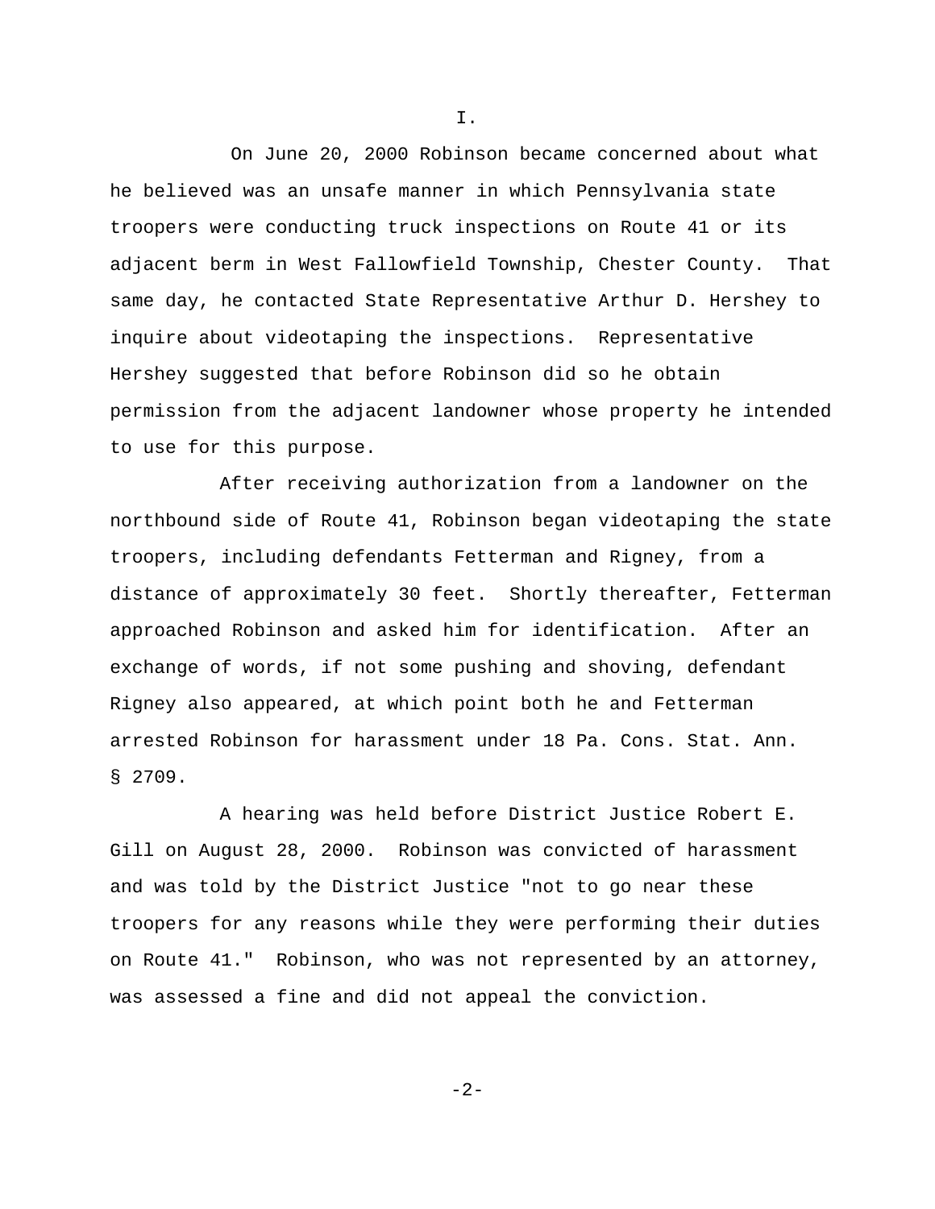I.

On June 20, 2000 Robinson became concerned about what he believed was an unsafe manner in which Pennsylvania state troopers were conducting truck inspections on Route 41 or its adjacent berm in West Fallowfield Township, Chester County. That same day, he contacted State Representative Arthur D. Hershey to inquire about videotaping the inspections. Representative Hershey suggested that before Robinson did so he obtain permission from the adjacent landowner whose property he intended to use for this purpose.

After receiving authorization from a landowner on the northbound side of Route 41, Robinson began videotaping the state troopers, including defendants Fetterman and Rigney, from a distance of approximately 30 feet. Shortly thereafter, Fetterman approached Robinson and asked him for identification. After an exchange of words, if not some pushing and shoving, defendant Rigney also appeared, at which point both he and Fetterman arrested Robinson for harassment under 18 Pa. Cons. Stat. Ann. § 2709.

A hearing was held before District Justice Robert E. Gill on August 28, 2000. Robinson was convicted of harassment and was told by the District Justice "not to go near these troopers for any reasons while they were performing their duties on Route 41." Robinson, who was not represented by an attorney, was assessed a fine and did not appeal the conviction.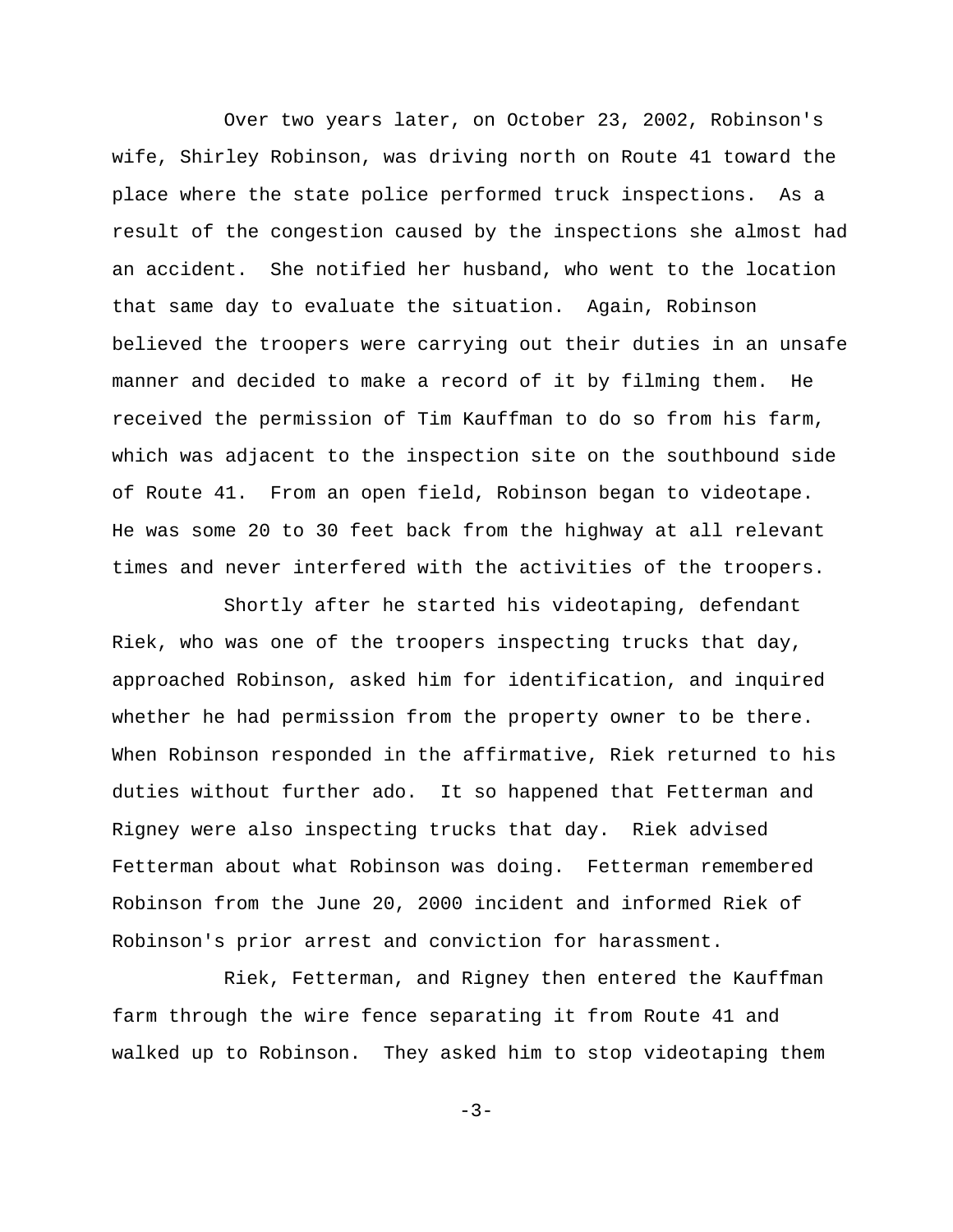Over two years later, on October 23, 2002, Robinson's wife, Shirley Robinson, was driving north on Route 41 toward the place where the state police performed truck inspections. As a result of the congestion caused by the inspections she almost had an accident. She notified her husband, who went to the location that same day to evaluate the situation. Again, Robinson believed the troopers were carrying out their duties in an unsafe manner and decided to make a record of it by filming them. He received the permission of Tim Kauffman to do so from his farm, which was adjacent to the inspection site on the southbound side of Route 41. From an open field, Robinson began to videotape. He was some 20 to 30 feet back from the highway at all relevant times and never interfered with the activities of the troopers.

Shortly after he started his videotaping, defendant Riek, who was one of the troopers inspecting trucks that day, approached Robinson, asked him for identification, and inquired whether he had permission from the property owner to be there. When Robinson responded in the affirmative, Riek returned to his duties without further ado. It so happened that Fetterman and Rigney were also inspecting trucks that day. Riek advised Fetterman about what Robinson was doing. Fetterman remembered Robinson from the June 20, 2000 incident and informed Riek of Robinson's prior arrest and conviction for harassment.

Riek, Fetterman, and Rigney then entered the Kauffman farm through the wire fence separating it from Route 41 and walked up to Robinson. They asked him to stop videotaping them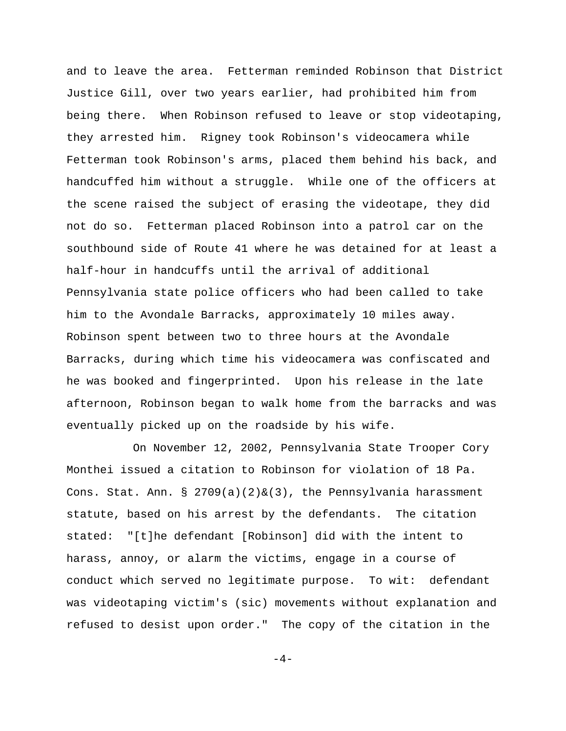and to leave the area. Fetterman reminded Robinson that District Justice Gill, over two years earlier, had prohibited him from being there. When Robinson refused to leave or stop videotaping, they arrested him. Rigney took Robinson's videocamera while Fetterman took Robinson's arms, placed them behind his back, and handcuffed him without a struggle. While one of the officers at the scene raised the subject of erasing the videotape, they did not do so. Fetterman placed Robinson into a patrol car on the southbound side of Route 41 where he was detained for at least a half-hour in handcuffs until the arrival of additional Pennsylvania state police officers who had been called to take him to the Avondale Barracks, approximately 10 miles away. Robinson spent between two to three hours at the Avondale Barracks, during which time his videocamera was confiscated and he was booked and fingerprinted. Upon his release in the late afternoon, Robinson began to walk home from the barracks and was eventually picked up on the roadside by his wife.

On November 12, 2002, Pennsylvania State Trooper Cory Monthei issued a citation to Robinson for violation of 18 Pa. Cons. Stat. Ann. § 2709(a)(2)&(3), the Pennsylvania harassment statute, based on his arrest by the defendants. The citation stated: "[t]he defendant [Robinson] did with the intent to harass, annoy, or alarm the victims, engage in a course of conduct which served no legitimate purpose. To wit: defendant was videotaping victim's (sic) movements without explanation and refused to desist upon order." The copy of the citation in the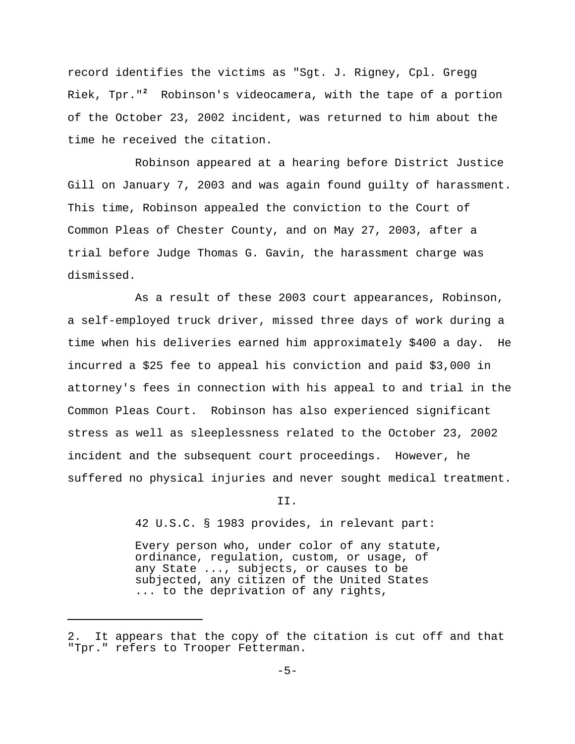record identifies the victims as "Sgt. J. Rigney, Cpl. Gregg Riek, Tpr."[2] Robinson's videocamera, with the tape of a portion of the October 23, 2002 incident, was returned to him about the time he received the citation.

Robinson appeared at a hearing before District Justice Gill on January 7, 2003 and was again found guilty of harassment. This time, Robinson appealed the conviction to the Court of Common Pleas of Chester County, and on May 27, 2003, after a trial before Judge Thomas G. Gavin, the harassment charge was dismissed.

As a result of these 2003 court appearances, Robinson, a self-employed truck driver, missed three days of work during a time when his deliveries earned him approximately $400 a day. He incurred a $25 fee to appeal his conviction and paid $3,000 in attorney's fees in connection with his appeal to and trial in the Common Pleas Court. Robinson has also experienced significant stress as well as sleeplessness related to the October 23, 2002 incident and the subsequent court proceedings. However, he suffered no physical injuries and never sought medical treatment.

II.

42 U.S.C. § 1983 provides, in relevant part:

> Every person who, under color of any statute, ordinance, regulation, custom, or usage, of any State ..., subjects, or causes to be subjected, any citizen of the United States ... to the deprivation of any rights,

---

2. It appears that the copy of the citation is cut off and that "Tpr." refers to Trooper Fetterman.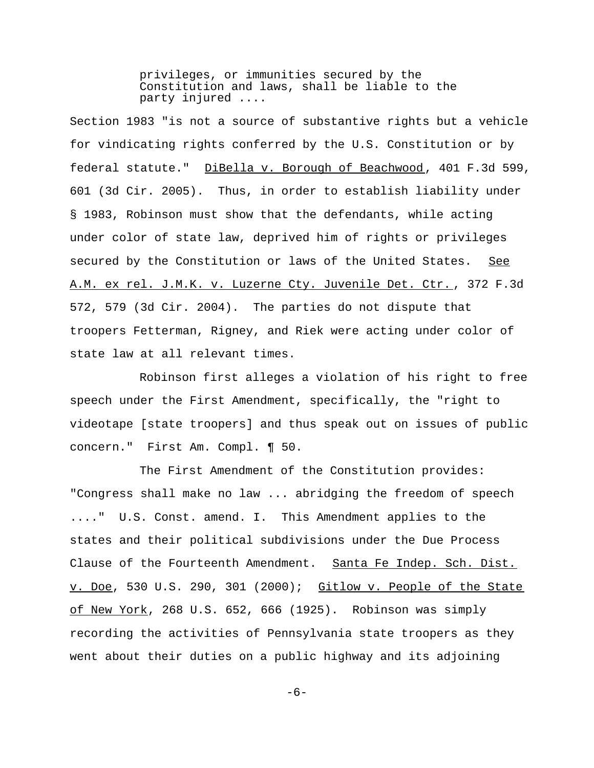> privileges, or immunities secured by the Constitution and laws, shall be liable to the party injured ....

Section 1983 "is not a source of substantive rights but a vehicle for vindicating rights conferred by the U.S. Constitution or by federal statute." DiBella v. Borough of Beachwood, 401 F.3d 599, 601 (3d Cir. 2005). Thus, in order to establish liability under § 1983, Robinson must show that the defendants, while acting under color of state law, deprived him of rights or privileges secured by the Constitution or laws of the United States. See A.M. ex rel. J.M.K. v. Luzerne Cty. Juvenile Det. Ctr., 372 F.3d 572, 579 (3d Cir. 2004). The parties do not dispute that troopers Fetterman, Rigney, and Riek were acting under color of state law at all relevant times.

Robinson first alleges a violation of his right to free speech under the First Amendment, specifically, the "right to videotape [state troopers] and thus speak out on issues of public concern." First Am. Compl. ¶ 50.

The First Amendment of the Constitution provides: "Congress shall make no law ... abridging the freedom of speech ...." U.S. Const. amend. I. This Amendment applies to the states and their political subdivisions under the Due Process Clause of the Fourteenth Amendment. Santa Fe Indep. Sch. Dist. v. Doe, 530 U.S. 290, 301 (2000); Gitlow v. People of the State of New York, 268 U.S. 652, 666 (1925). Robinson was simply recording the activities of Pennsylvania state troopers as they went about their duties on a public highway and its adjoining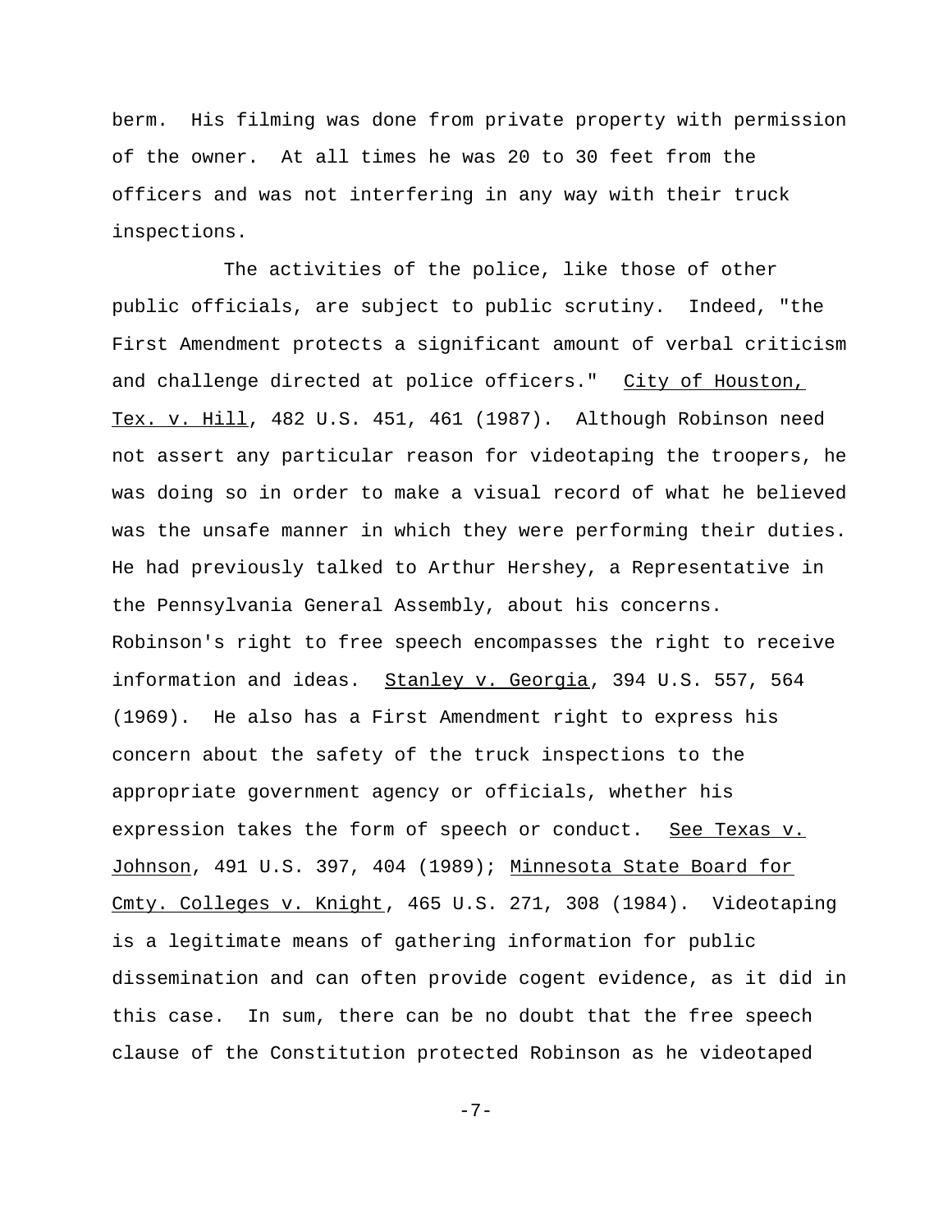berm. His filming was done from private property with permission of the owner. At all times he was 20 to 30 feet from the officers and was not interfering in any way with their truck inspections.

The activities of the police, like those of other public officials, are subject to public scrutiny. Indeed, "the First Amendment protects a significant amount of verbal criticism and challenge directed at police officers." City of Houston, Tex. v. Hill, 482 U.S. 451, 461 (1987). Although Robinson need not assert any particular reason for videotaping the troopers, he was doing so in order to make a visual record of what he believed was the unsafe manner in which they were performing their duties. He had previously talked to Arthur Hershey, a Representative in the Pennsylvania General Assembly, about his concerns. Robinson's right to free speech encompasses the right to receive information and ideas. Stanley v. Georgia, 394 U.S. 557, 564 (1969). He also has a First Amendment right to express his concern about the safety of the truck inspections to the appropriate government agency or officials, whether his expression takes the form of speech or conduct. See Texas v. Johnson, 491 U.S. 397, 404 (1989); Minnesota State Board for Cmty. Colleges v. Knight, 465 U.S. 271, 308 (1984). Videotaping is a legitimate means of gathering information for public dissemination and can often provide cogent evidence, as it did in this case. In sum, there can be no doubt that the free speech clause of the Constitution protected Robinson as he videotaped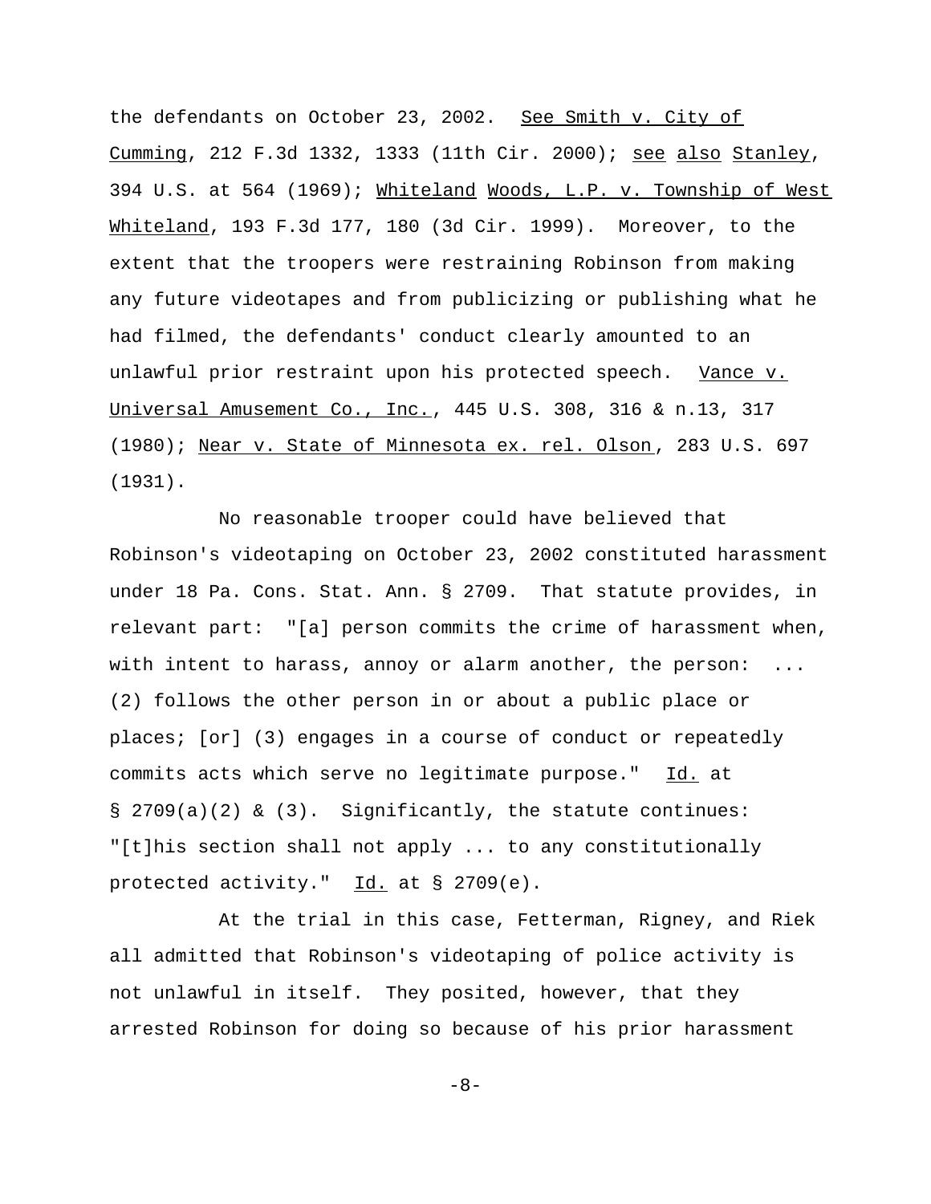the defendants on October 23, 2002. See Smith v. City of Cumming, 212 F.3d 1332, 1333 (11th Cir. 2000); see also Stanley, 394 U.S. at 564 (1969); Whiteland Woods, L.P. v. Township of West Whiteland, 193 F.3d 177, 180 (3d Cir. 1999). Moreover, to the extent that the troopers were restraining Robinson from making any future videotapes and from publicizing or publishing what he had filmed, the defendants' conduct clearly amounted to an unlawful prior restraint upon his protected speech. Vance v. Universal Amusement Co., Inc., 445 U.S. 308, 316 & n.13, 317 (1980); Near v. State of Minnesota ex. rel. Olson, 283 U.S. 697 (1931).

No reasonable trooper could have believed that Robinson's videotaping on October 23, 2002 constituted harassment under 18 Pa. Cons. Stat. Ann. § 2709. That statute provides, in relevant part: "[a] person commits the crime of harassment when, with intent to harass, annoy or alarm another, the person: ... (2) follows the other person in or about a public place or places; [or] (3) engages in a course of conduct or repeatedly commits acts which serve no legitimate purpose." Id. at § 2709(a)(2) & (3). Significantly, the statute continues: "[t]his section shall not apply ... to any constitutionally protected activity." Id. at § 2709(e).

At the trial in this case, Fetterman, Rigney, and Riek all admitted that Robinson's videotaping of police activity is not unlawful in itself. They posited, however, that they arrested Robinson for doing so because of his prior harassment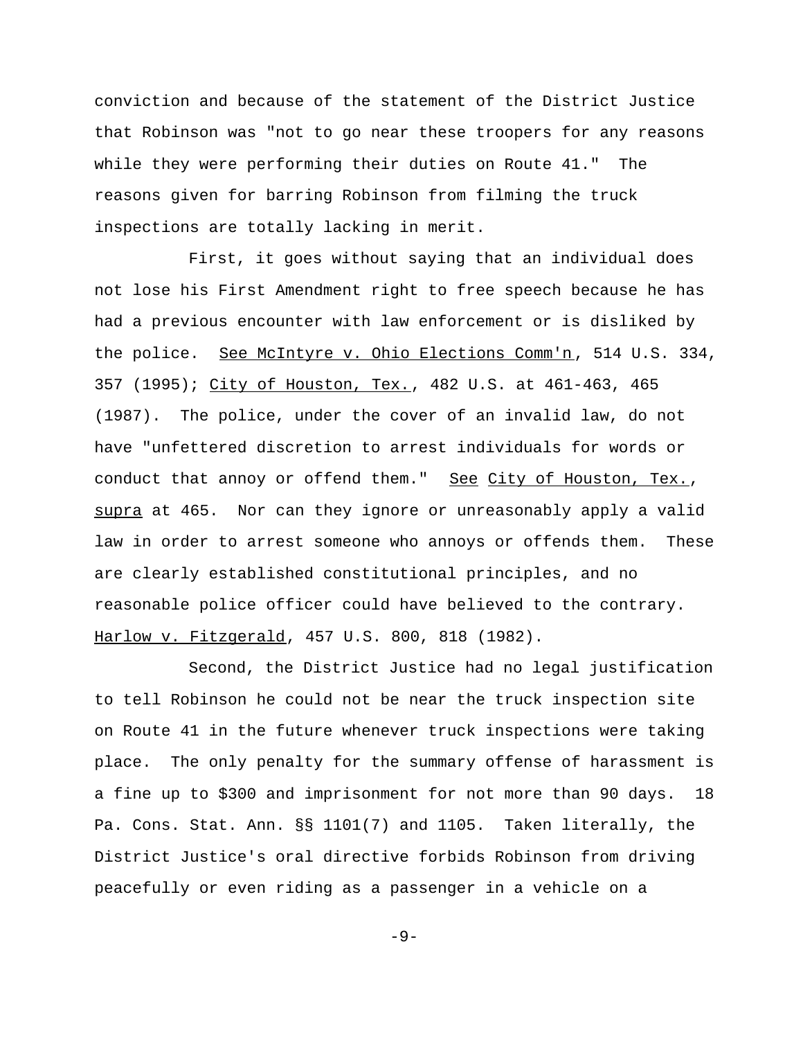conviction and because of the statement of the District Justice that Robinson was "not to go near these troopers for any reasons while they were performing their duties on Route 41." The reasons given for barring Robinson from filming the truck inspections are totally lacking in merit.

First, it goes without saying that an individual does not lose his First Amendment right to free speech because he has had a previous encounter with law enforcement or is disliked by the police. See McIntyre v. Ohio Elections Comm'n, 514 U.S. 334, 357 (1995); City of Houston, Tex., 482 U.S. at 461-463, 465 (1987). The police, under the cover of an invalid law, do not have "unfettered discretion to arrest individuals for words or conduct that annoy or offend them." See City of Houston, Tex., supra at 465. Nor can they ignore or unreasonably apply a valid law in order to arrest someone who annoys or offends them. These are clearly established constitutional principles, and no reasonable police officer could have believed to the contrary. Harlow v. Fitzgerald, 457 U.S. 800, 818 (1982).

Second, the District Justice had no legal justification to tell Robinson he could not be near the truck inspection site on Route 41 in the future whenever truck inspections were taking place. The only penalty for the summary offense of harassment is a fine up to $300 and imprisonment for not more than 90 days. 18 Pa. Cons. Stat. Ann. §§ 1101(7) and 1105. Taken literally, the District Justice's oral directive forbids Robinson from driving peacefully or even riding as a passenger in a vehicle on a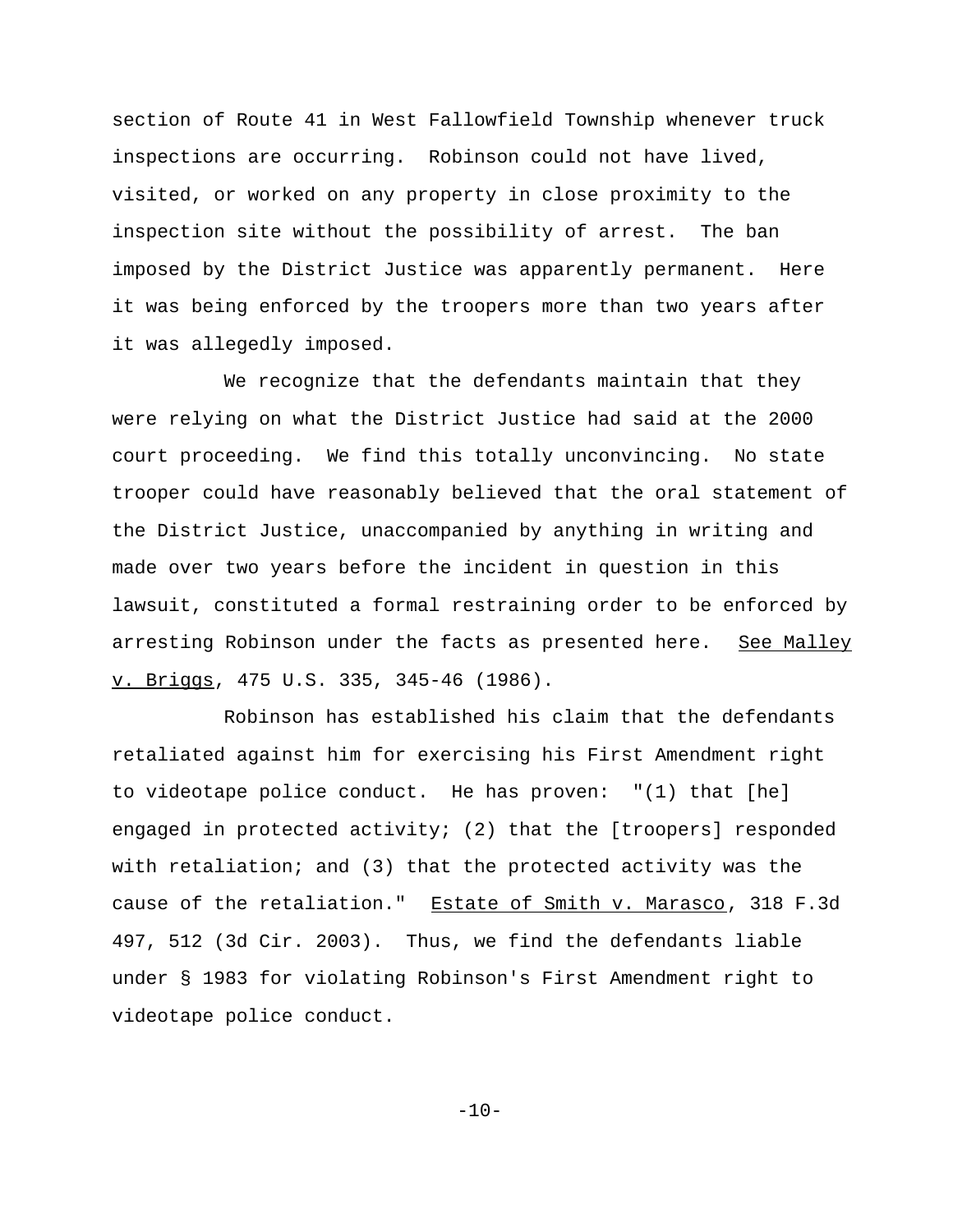section of Route 41 in West Fallowfield Township whenever truck inspections are occurring. Robinson could not have lived, visited, or worked on any property in close proximity to the inspection site without the possibility of arrest. The ban imposed by the District Justice was apparently permanent. Here it was being enforced by the troopers more than two years after it was allegedly imposed.

We recognize that the defendants maintain that they were relying on what the District Justice had said at the 2000 court proceeding. We find this totally unconvincing. No state trooper could have reasonably believed that the oral statement of the District Justice, unaccompanied by anything in writing and made over two years before the incident in question in this lawsuit, constituted a formal restraining order to be enforced by arresting Robinson under the facts as presented here. See Malley v. Briggs, 475 U.S. 335, 345-46 (1986).

Robinson has established his claim that the defendants retaliated against him for exercising his First Amendment right to videotape police conduct. He has proven: "(1) that [he] engaged in protected activity; (2) that the [troopers] responded with retaliation; and (3) that the protected activity was the cause of the retaliation." Estate of Smith v. Marasco, 318 F.3d 497, 512 (3d Cir. 2003). Thus, we find the defendants liable under § 1983 for violating Robinson's First Amendment right to videotape police conduct.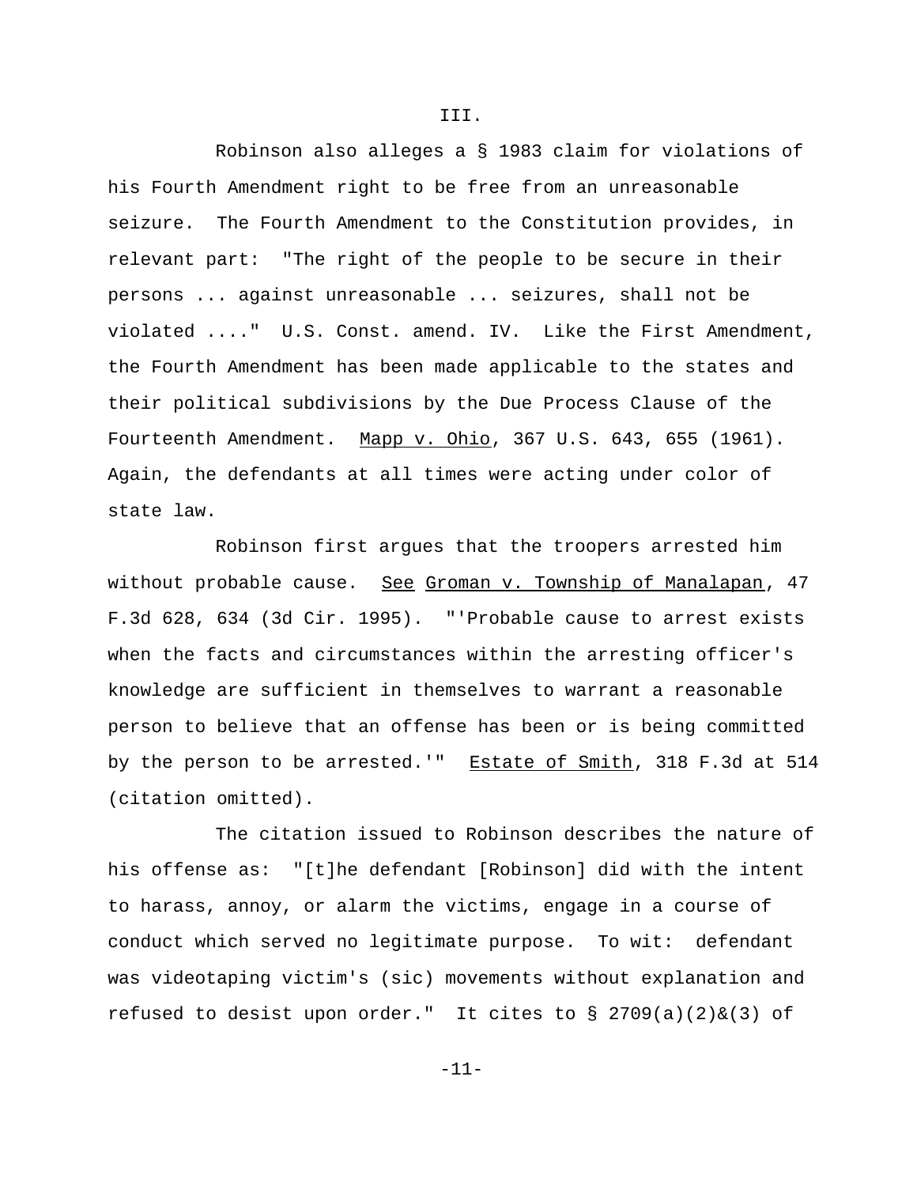III.

Robinson also alleges a § 1983 claim for violations of his Fourth Amendment right to be free from an unreasonable seizure. The Fourth Amendment to the Constitution provides, in relevant part: "The right of the people to be secure in their persons ... against unreasonable ... seizures, shall not be violated ...." U.S. Const. amend. IV. Like the First Amendment, the Fourth Amendment has been made applicable to the states and their political subdivisions by the Due Process Clause of the Fourteenth Amendment. Mapp v. Ohio, 367 U.S. 643, 655 (1961). Again, the defendants at all times were acting under color of state law.

Robinson first argues that the troopers arrested him without probable cause. See Groman v. Township of Manalapan, 47 F.3d 628, 634 (3d Cir. 1995). "'Probable cause to arrest exists when the facts and circumstances within the arresting officer's knowledge are sufficient in themselves to warrant a reasonable person to believe that an offense has been or is being committed by the person to be arrested.'" Estate of Smith, 318 F.3d at 514 (citation omitted).

The citation issued to Robinson describes the nature of his offense as: "[t]he defendant [Robinson] did with the intent to harass, annoy, or alarm the victims, engage in a course of conduct which served no legitimate purpose. To wit: defendant was videotaping victim's (sic) movements without explanation and refused to desist upon order." It cites to § 2709(a)(2)&(3) of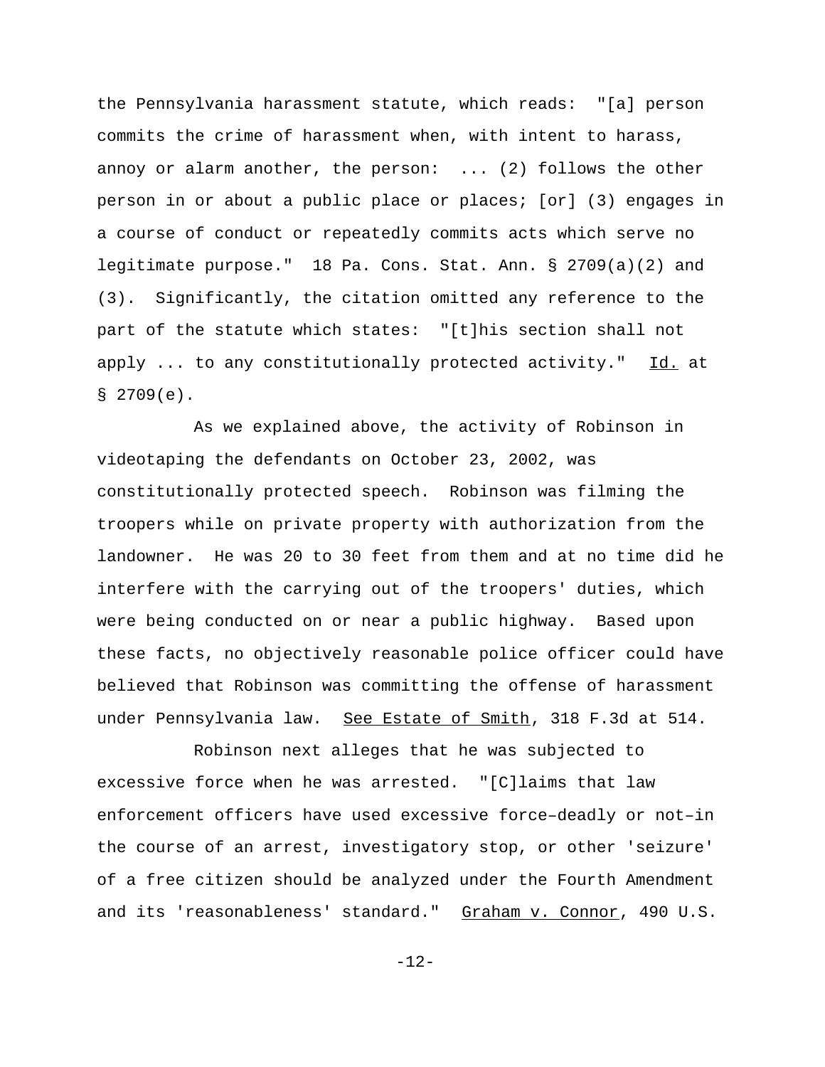the Pennsylvania harassment statute, which reads: "[a] person commits the crime of harassment when, with intent to harass, annoy or alarm another, the person: ... (2) follows the other person in or about a public place or places; [or] (3) engages in a course of conduct or repeatedly commits acts which serve no legitimate purpose." 18 Pa. Cons. Stat. Ann. § 2709(a)(2) and (3). Significantly, the citation omitted any reference to the part of the statute which states: "[t]his section shall not apply ... to any constitutionally protected activity." Id. at § 2709(e).

As we explained above, the activity of Robinson in videotaping the defendants on October 23, 2002, was constitutionally protected speech. Robinson was filming the troopers while on private property with authorization from the landowner. He was 20 to 30 feet from them and at no time did he interfere with the carrying out of the troopers' duties, which were being conducted on or near a public highway. Based upon these facts, no objectively reasonable police officer could have believed that Robinson was committing the offense of harassment under Pennsylvania law. See Estate of Smith, 318 F.3d at 514.

Robinson next alleges that he was subjected to excessive force when he was arrested. "[C]laims that law enforcement officers have used excessive force–deadly or not–in the course of an arrest, investigatory stop, or other 'seizure' of a free citizen should be analyzed under the Fourth Amendment and its 'reasonableness' standard." Graham v. Connor, 490 U.S.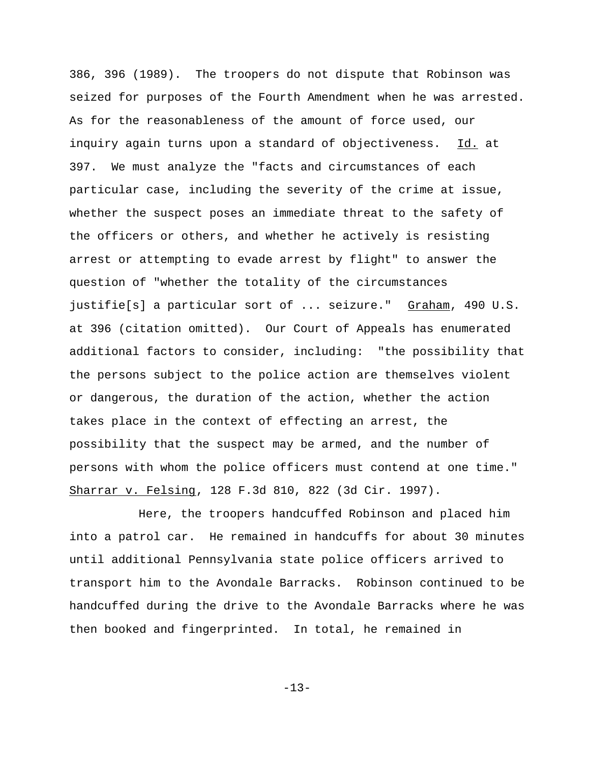386, 396 (1989). The troopers do not dispute that Robinson was seized for purposes of the Fourth Amendment when he was arrested. As for the reasonableness of the amount of force used, our inquiry again turns upon a standard of objectiveness. Id. at 397. We must analyze the "facts and circumstances of each particular case, including the severity of the crime at issue, whether the suspect poses an immediate threat to the safety of the officers or others, and whether he actively is resisting arrest or attempting to evade arrest by flight" to answer the question of "whether the totality of the circumstances justifie[s] a particular sort of ... seizure." Graham, 490 U.S. at 396 (citation omitted). Our Court of Appeals has enumerated additional factors to consider, including: "the possibility that the persons subject to the police action are themselves violent or dangerous, the duration of the action, whether the action takes place in the context of effecting an arrest, the possibility that the suspect may be armed, and the number of persons with whom the police officers must contend at one time." Sharrar v. Felsing, 128 F.3d 810, 822 (3d Cir. 1997).

Here, the troopers handcuffed Robinson and placed him into a patrol car. He remained in handcuffs for about 30 minutes until additional Pennsylvania state police officers arrived to transport him to the Avondale Barracks. Robinson continued to be handcuffed during the drive to the Avondale Barracks where he was then booked and fingerprinted. In total, he remained in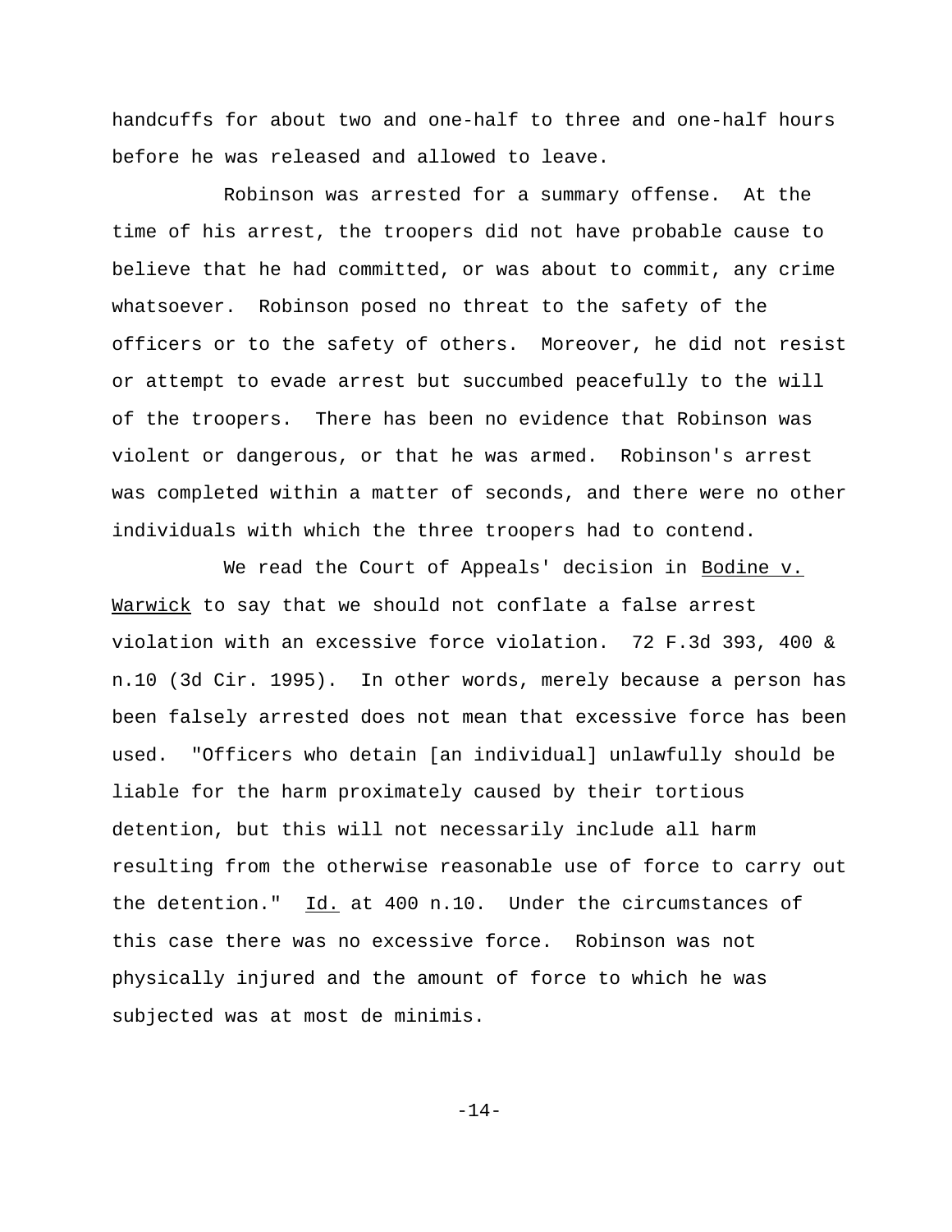handcuffs for about two and one-half to three and one-half hours before he was released and allowed to leave.

Robinson was arrested for a summary offense. At the time of his arrest, the troopers did not have probable cause to believe that he had committed, or was about to commit, any crime whatsoever. Robinson posed no threat to the safety of the officers or to the safety of others. Moreover, he did not resist or attempt to evade arrest but succumbed peacefully to the will of the troopers. There has been no evidence that Robinson was violent or dangerous, or that he was armed. Robinson's arrest was completed within a matter of seconds, and there were no other individuals with which the three troopers had to contend.

We read the Court of Appeals' decision in Bodine v. Warwick to say that we should not conflate a false arrest violation with an excessive force violation. 72 F.3d 393, 400 & n.10 (3d Cir. 1995). In other words, merely because a person has been falsely arrested does not mean that excessive force has been used. "Officers who detain [an individual] unlawfully should be liable for the harm proximately caused by their tortious detention, but this will not necessarily include all harm resulting from the otherwise reasonable use of force to carry out the detention." Id. at 400 n.10. Under the circumstances of this case there was no excessive force. Robinson was not physically injured and the amount of force to which he was subjected was at most de minimis.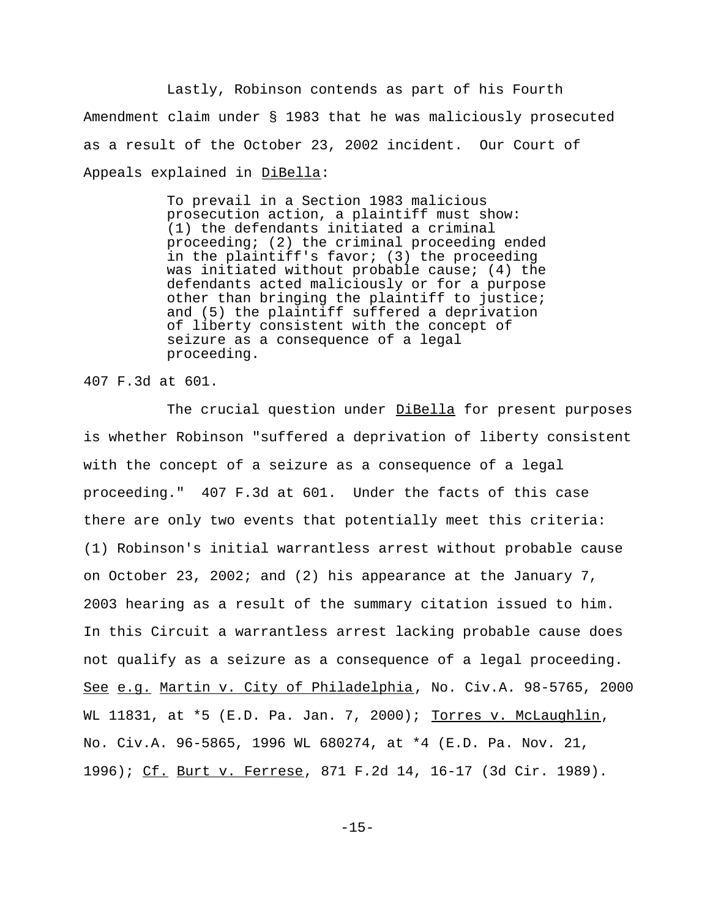Lastly, Robinson contends as part of his Fourth Amendment claim under § 1983 that he was maliciously prosecuted as a result of the October 23, 2002 incident. Our Court of Appeals explained in DiBella:

> To prevail in a Section 1983 malicious prosecution action, a plaintiff must show: (1) the defendants initiated a criminal proceeding; (2) the criminal proceeding ended in the plaintiff's favor; (3) the proceeding was initiated without probable cause; (4) the defendants acted maliciously or for a purpose other than bringing the plaintiff to justice; and (5) the plaintiff suffered a deprivation of liberty consistent with the concept of seizure as a consequence of a legal proceeding.

407 F.3d at 601.

The crucial question under DiBella for present purposes is whether Robinson "suffered a deprivation of liberty consistent with the concept of a seizure as a consequence of a legal proceeding." 407 F.3d at 601. Under the facts of this case there are only two events that potentially meet this criteria: (1) Robinson's initial warrantless arrest without probable cause on October 23, 2002; and (2) his appearance at the January 7, 2003 hearing as a result of the summary citation issued to him. In this Circuit a warrantless arrest lacking probable cause does not qualify as a seizure as a consequence of a legal proceeding. See e.g. Martin v. City of Philadelphia, No. Civ.A. 98-5765, 2000 WL 11831, at *5 (E.D. Pa. Jan. 7, 2000); Torres v. McLaughlin, No. Civ.A. 96-5865, 1996 WL 680274, at *4 (E.D. Pa. Nov. 21, 1996); Cf. Burt v. Ferrese, 871 F.2d 14, 16-17 (3d Cir. 1989).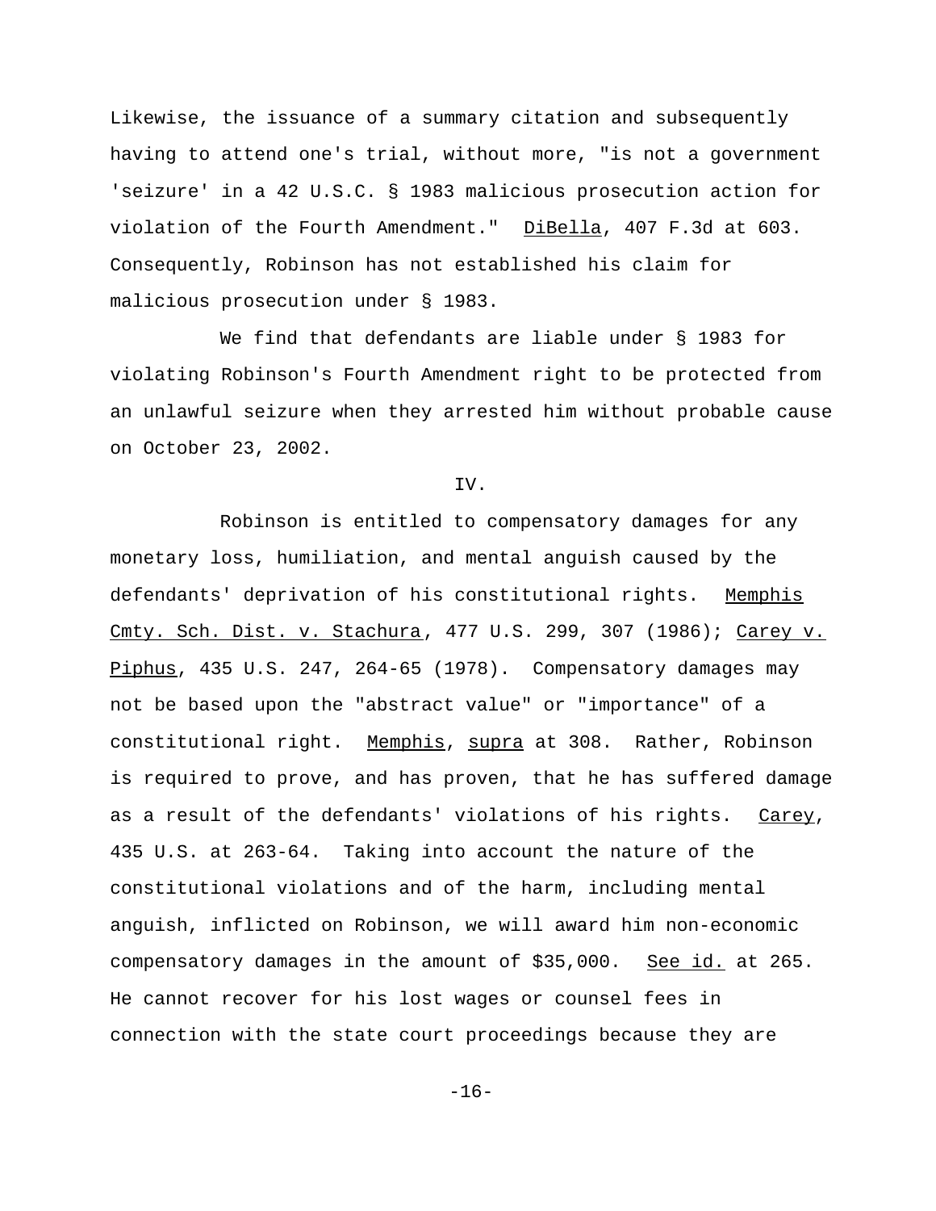Likewise, the issuance of a summary citation and subsequently having to attend one's trial, without more, "is not a government 'seizure' in a 42 U.S.C. § 1983 malicious prosecution action for violation of the Fourth Amendment." DiBella, 407 F.3d at 603. Consequently, Robinson has not established his claim for malicious prosecution under § 1983.

We find that defendants are liable under § 1983 for violating Robinson's Fourth Amendment right to be protected from an unlawful seizure when they arrested him without probable cause on October 23, 2002.

IV.

Robinson is entitled to compensatory damages for any monetary loss, humiliation, and mental anguish caused by the defendants' deprivation of his constitutional rights. Memphis Cmty. Sch. Dist. v. Stachura, 477 U.S. 299, 307 (1986); Carey v. Piphus, 435 U.S. 247, 264-65 (1978). Compensatory damages may not be based upon the "abstract value" or "importance" of a constitutional right. Memphis, supra at 308. Rather, Robinson is required to prove, and has proven, that he has suffered damage as a result of the defendants' violations of his rights. Carey, 435 U.S. at 263-64. Taking into account the nature of the constitutional violations and of the harm, including mental anguish, inflicted on Robinson, we will award him non-economic compensatory damages in the amount of $35,000. See id. at 265. He cannot recover for his lost wages or counsel fees in connection with the state court proceedings because they are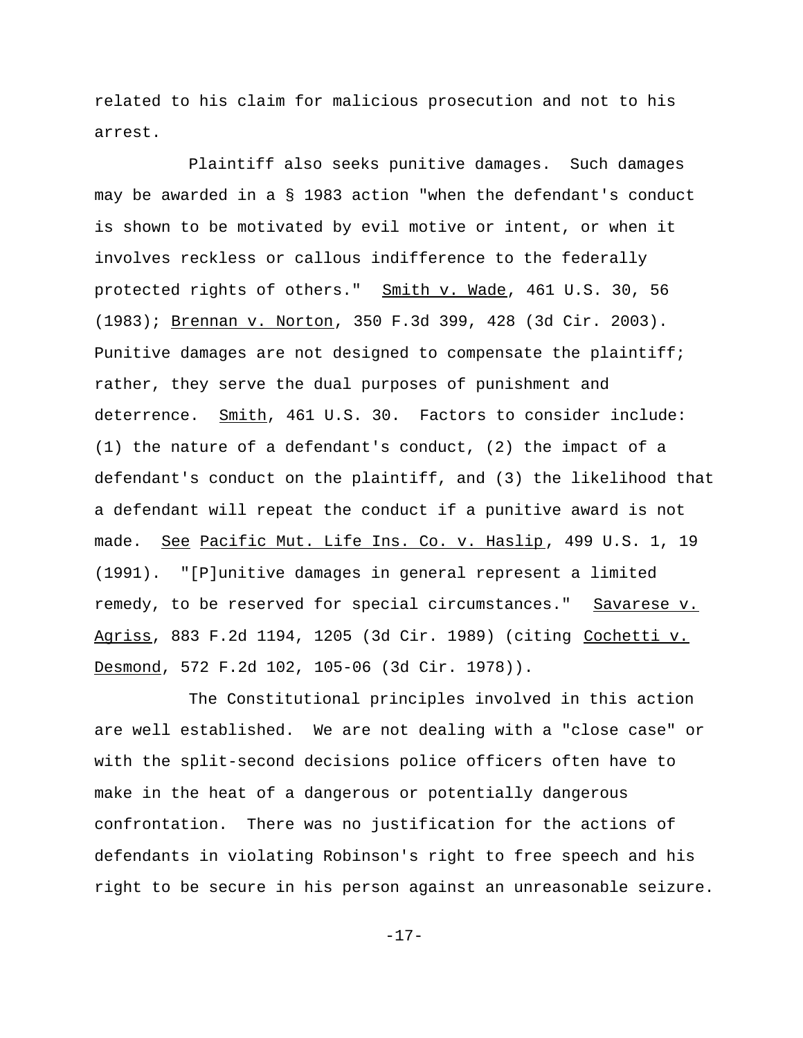related to his claim for malicious prosecution and not to his arrest.

Plaintiff also seeks punitive damages. Such damages may be awarded in a § 1983 action "when the defendant's conduct is shown to be motivated by evil motive or intent, or when it involves reckless or callous indifference to the federally protected rights of others." Smith v. Wade, 461 U.S. 30, 56 (1983); Brennan v. Norton, 350 F.3d 399, 428 (3d Cir. 2003). Punitive damages are not designed to compensate the plaintiff; rather, they serve the dual purposes of punishment and deterrence. Smith, 461 U.S. 30. Factors to consider include: (1) the nature of a defendant's conduct, (2) the impact of a defendant's conduct on the plaintiff, and (3) the likelihood that a defendant will repeat the conduct if a punitive award is not made. See Pacific Mut. Life Ins. Co. v. Haslip, 499 U.S. 1, 19 (1991). "[P]unitive damages in general represent a limited remedy, to be reserved for special circumstances." Savarese v. Agriss, 883 F.2d 1194, 1205 (3d Cir. 1989) (citing Cochetti v. Desmond, 572 F.2d 102, 105-06 (3d Cir. 1978)).

The Constitutional principles involved in this action are well established. We are not dealing with a "close case" or with the split-second decisions police officers often have to make in the heat of a dangerous or potentially dangerous confrontation. There was no justification for the actions of defendants in violating Robinson's right to free speech and his right to be secure in his person against an unreasonable seizure.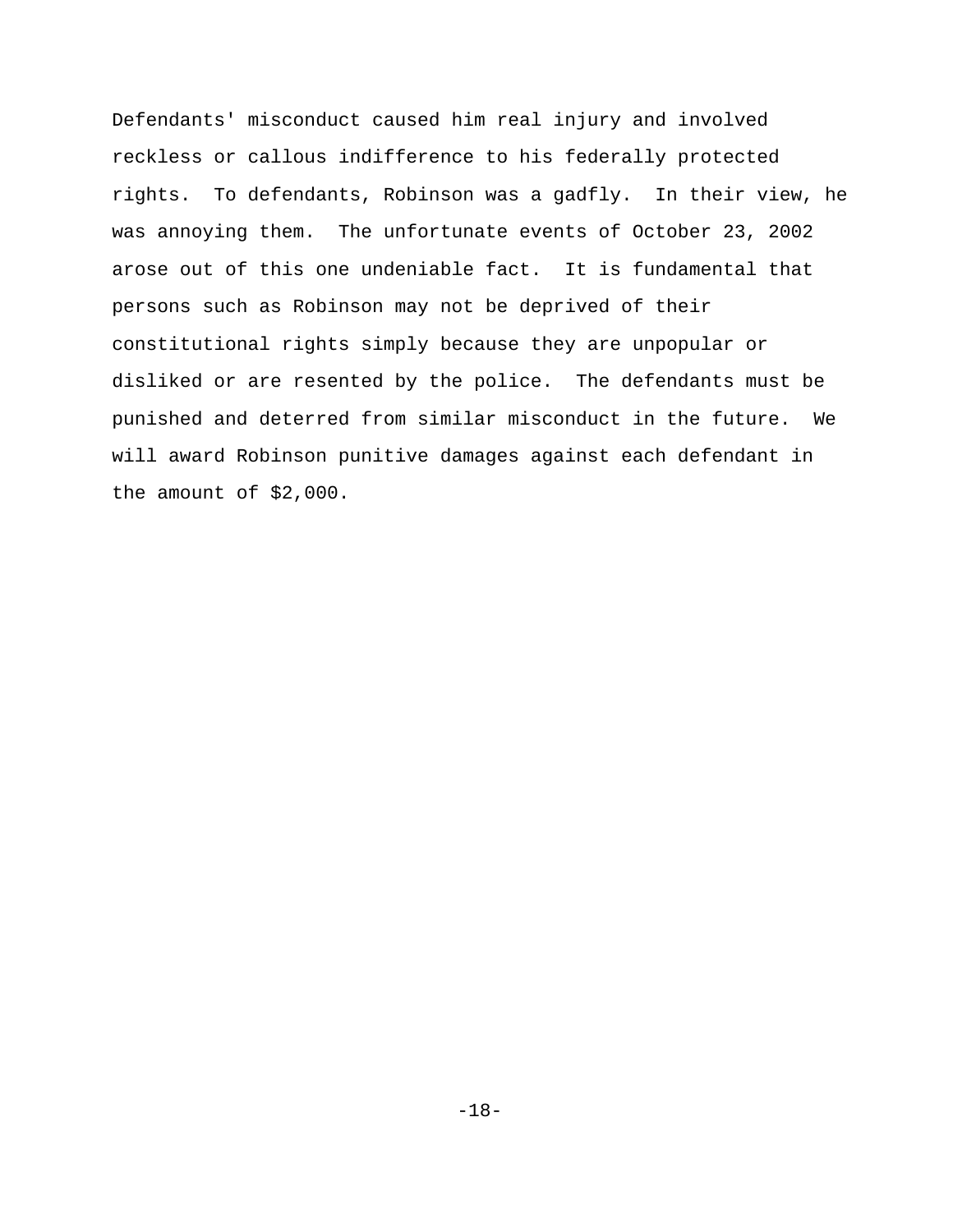Defendants' misconduct caused him real injury and involved reckless or callous indifference to his federally protected rights. To defendants, Robinson was a gadfly. In their view, he was annoying them. The unfortunate events of October 23, 2002 arose out of this one undeniable fact. It is fundamental that persons such as Robinson may not be deprived of their constitutional rights simply because they are unpopular or disliked or are resented by the police. The defendants must be punished and deterred from similar misconduct in the future. We will award Robinson punitive damages against each defendant in the amount of $2,000.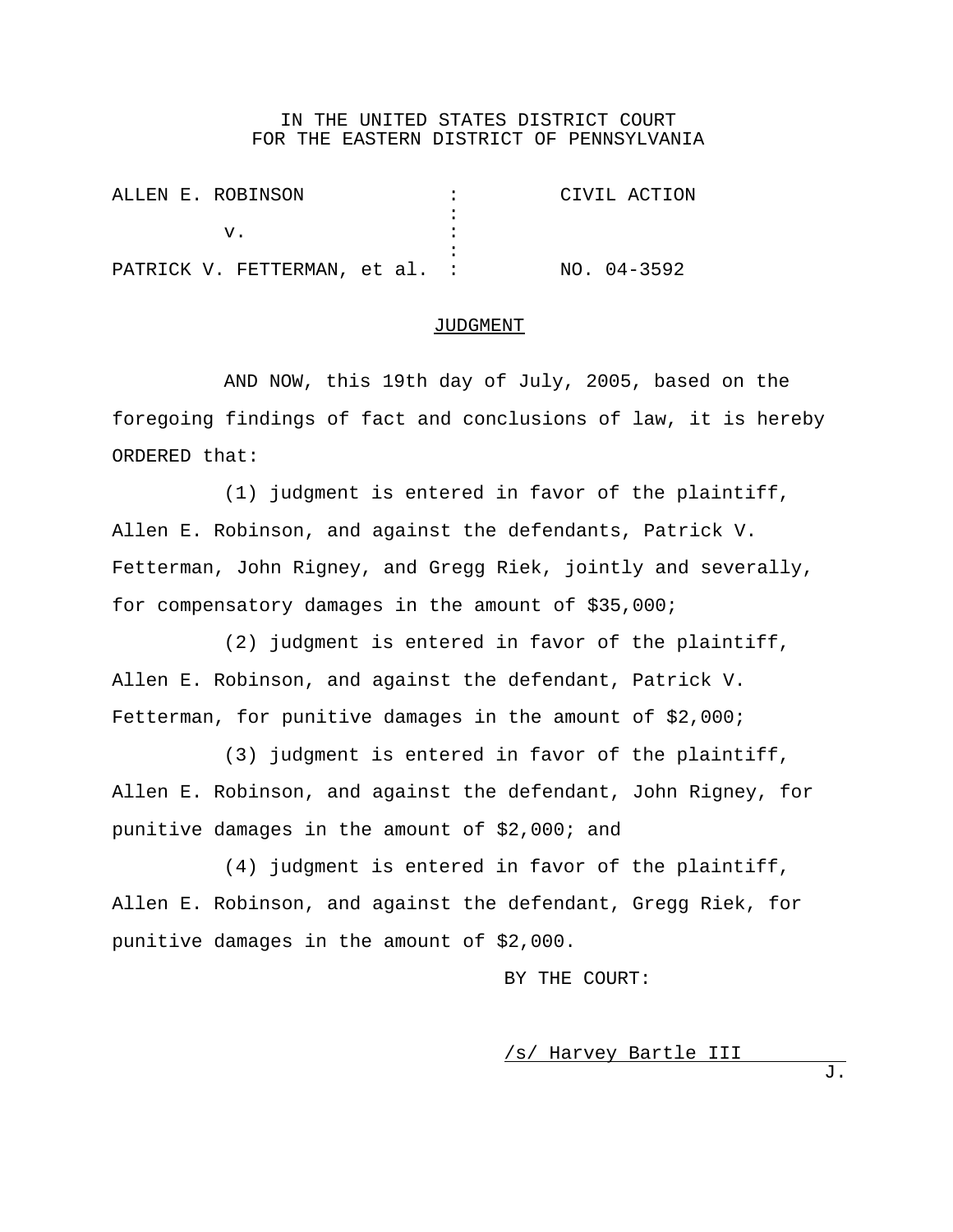IN THE UNITED STATES DISTRICT COURT
FOR THE EASTERN DISTRICT OF PENNSYLVANIA

| | | |
|---|---|---|
| ALLEN E. ROBINSON | : | CIVIL ACTION |
| v. | : | |
| PATRICK V. FETTERMAN, et al. | : | NO. 04-3592 |

JUDGMENT

AND NOW, this 19th day of July, 2005, based on the foregoing findings of fact and conclusions of law, it is hereby ORDERED that:

(1) judgment is entered in favor of the plaintiff, Allen E. Robinson, and against the defendants, Patrick V. Fetterman, John Rigney, and Gregg Riek, jointly and severally, for compensatory damages in the amount of $35,000;

(2) judgment is entered in favor of the plaintiff, Allen E. Robinson, and against the defendant, Patrick V. Fetterman, for punitive damages in the amount of $2,000;

(3) judgment is entered in favor of the plaintiff, Allen E. Robinson, and against the defendant, John Rigney, for punitive damages in the amount of $2,000; and

(4) judgment is entered in favor of the plaintiff, Allen E. Robinson, and against the defendant, Gregg Riek, for punitive damages in the amount of $2,000.

BY THE COURT:

/s/ Harvey Bartle III
J.